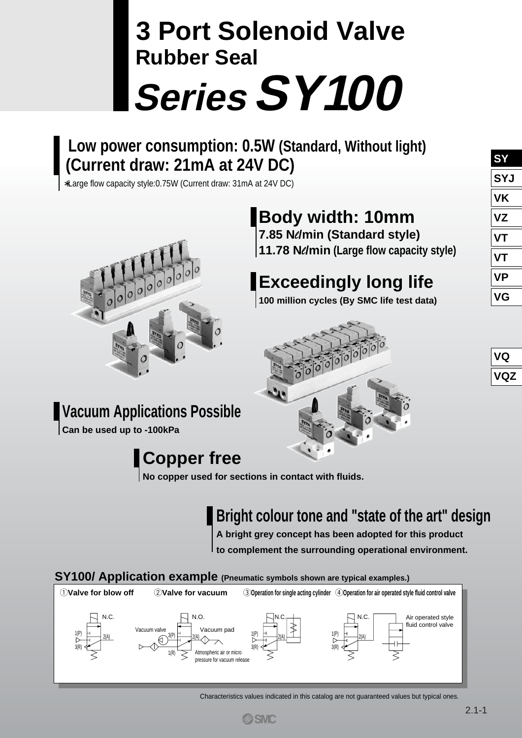# 3 Port Solenoid Valve
## Rubber Seal
# Series SY100

**Low power consumption: 0.5W (Standard, Without light) (Current draw: 21mA at 24V DC)**

∗Large flow capacity style:0.75W (Current draw: 31mA at 24V DC)

### Body width: 10mm

**7.85 Nℓ/min (Standard style)**
**11.78 Nℓ/min (Large flow capacity style)**

### Exceedingly long life

**100 million cycles (By SMC life test data)**

### Vacuum Applications Possible

**Can be used up to -100kPa**

### Copper free

**No copper used for sections in contact with fluids.**

### Bright colour tone and "state of the art" design

**A bright grey concept has been adopted for this product to complement the surrounding operational environment.**

### SY100/ Application example (Pneumatic symbols shown are typical examples.)

①Valve for blow off ②Valve for vacuum ③Operation for single acting cylinder ④Operation for air operated style fluid control valve

N.C. 1(P) 2(A) 3(R)

N.O. Vacuum valve 3(P) 2(A) 1(R) Vacuum pad Atmospheric air or micro pressure for vacuum release

N.C. 1(P) 2(A) 3(R)

N.C. 1(P) 2(A) 3(R) Air operated style fluid control valve

Characteristics values indicated in this catalog are not guaranteed values but typical ones.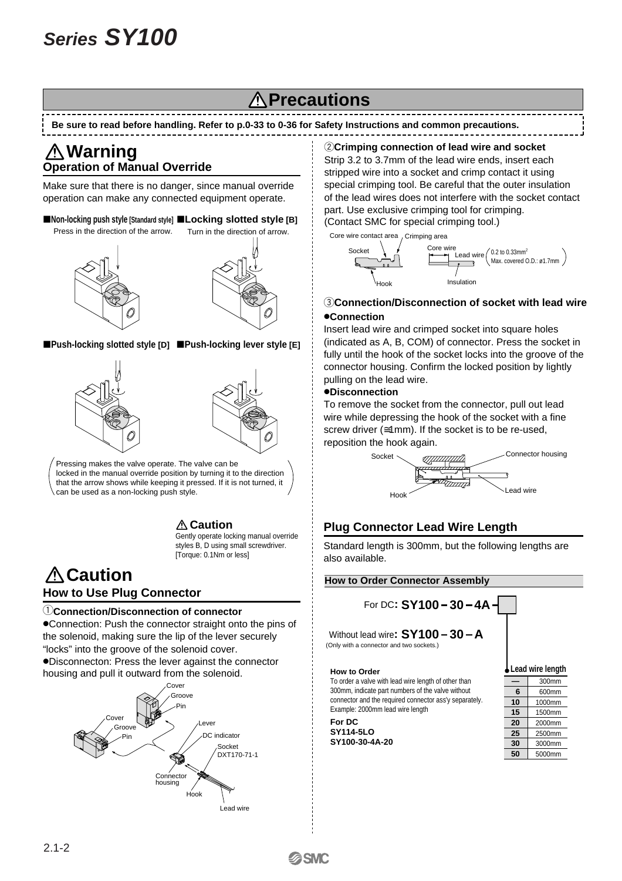## ⚠ Precautions

Be sure to read before handling. Refer to p.0-33 to 0-36 for Safety Instructions and common precautions.

# ⚠ Warning

## Operation of Manual Override

Make sure that there is no danger, since manual override operation can make any connected equipment operate.

■Non-locking push style [Standard style]
Press in the direction of the arrow.

■Locking slotted style [B]
Turn in the direction of arrow.

■Push-locking slotted style [D]

■Push-locking lever style [E]

Pressing makes the valve operate. The valve can be locked in the manual override position by turning it to the direction that the arrow shows while keeping it pressed. If it is not turned, it can be used as a non-locking push style.

⚠ **Caution**
Gently operate locking manual override styles B, D using small screwdriver. [Torque: 0.1Nm or less]

# ⚠ Caution

## How to Use Plug Connector

### ①Connection/Disconnection of connector

- Connection: Push the connector straight onto the pins of the solenoid, making sure the lip of the lever securely "locks" into the groove of the solenoid cover.
- Disconnecton: Press the lever against the connector housing and pull it outward from the solenoid.

Cover, Groove, Pin, Lever, DC indicator, Socket DXT170-71-1, Connector housing, Hook, Lead wire

### ②Crimping connection of lead wire and socket

Strip 3.2 to 3.7mm of the lead wire ends, insert each stripped wire into a socket and crimp contact it using special crimping tool. Be careful that the outer insulation of the lead wires does not interfere with the socket contact part. Use exclusive crimping tool for crimping. (Contact SMC for special crimping tool.)

Core wire contact area, Crimping area, Socket, Hook, Core wire, Lead wire (0.2 to 0.33mm², Max. covered O.D.: ø1.7mm), Insulation

### ③Connection/Disconnection of socket with lead wire

**●Connection**

Insert lead wire and crimped socket into square holes (indicated as A, B, COM) of connector. Press the socket in fully until the hook of the socket locks into the groove of the connector housing. Confirm the locked position by lightly pulling on the lead wire.

**●Disconnection**

To remove the socket from the connector, pull out lead wire while depressing the hook of the socket with a fine screw driver (≅1mm). If the socket is to be re-used, reposition the hook again.

Socket, Connector housing, Hook, Lead wire

## Plug Connector Lead Wire Length

Standard length is 300mm, but the following lengths are also available.

### How to Order Connector Assembly

For DC: **SY100 – 30 – 4A –** ☐

Without lead wire: **SY100 – 30 – A**
(Only with a connector and two sockets.)

**How to Order**
To order a valve with lead wire length of other than 300mm, indicate part numbers of the valve without connector and the required connector ass'y separately.
Example: 2000mm lead wire length

**For DC**
**SY114-5LO**
**SY100-30-4A-20**

| Lead wire length | |
|---|---|
| — | 300mm |
| 6 | 600mm |
| 10 | 1000mm |
| 15 | 1500mm |
| 20 | 2000mm |
| 25 | 2500mm |
| 30 | 3000mm |
| 50 | 5000mm |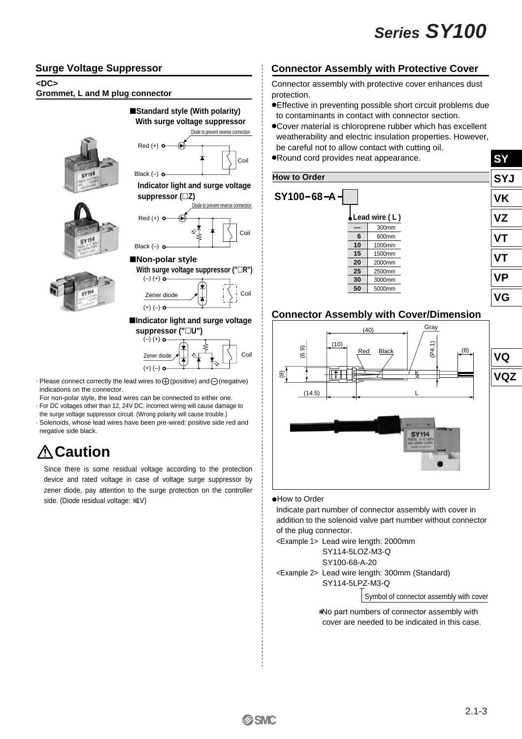## Surge Voltage Suppressor

**<DC>**
**Grombmet, L and M plug connector**

■**Standard style (With polarity)**
**With surge voltage suppressor**

Diode to prevent reverse connection

Red (+)
Coil
Black (–)

**Indicator light and surge voltage suppressor (□Z)**

Diode to prevent reverse connection

Red (+)
Coil
Black (–)

■**Non-polar style**
**With surge voltage suppressor ("□R")**

(–) (+)
Zener diode
Coil
(+) (–)

■**Indicator light and surge voltage suppressor ("□U")**

(–) (+)
Zener diode
Coil
(+) (–)

- Please connect correctly the lead wires to ⊕ (positive) and ⊖ (negative) indications on the connector.
  For non-polar style, the lead wires can be connected to either one.
- For DC voltages other than 12, 24V DC, incorrect wiring will cause damage to the surge voltage suppressor circuit. (Wrong polarity will cause trouble.)
- Solenoids, whose lead wires have been pre-wired: positive side red and negative side black.

# ⚠Caution

Since there is some residual voltage according to the protection device and rated voltage in case of voltage surge suppressor by zener diode, pay attention to the surge protection on the controller side. (Diode residual voltage: ≅1V)

## Connector Assembly with Protective Cover

Connector assembly with protective cover enhances dust protection.

- Effective in preventing possible short circuit problems due to contaminants in contact with connector section.
- Cover material is chloroprene rubber which has excellent weatherability and electric insulation properties. However, be careful not to allow contact with cutting oil.
- Round cord provides neat appearance.

### How to Order

**SY100–68–A–□**

**Lead wire ( L )**

| | |
|---|---|
| — | 300mm |
| 6 | 600mm |
| 10 | 1000mm |
| 15 | 1500mm |
| 20 | 2000mm |
| 25 | 2500mm |
| 30 | 3000mm |
| 50 | 5000mm |

## Connector Assembly with Cover/Dimension

(40), Gray, (10), (6.9), Red, Black, (P4.1), (8), (8), (14.5), L

- How to Order

Indicate part number of connector assembly with cover in addition to the solenoid valve part number without connector of the plug connector.

<Example 1> Lead wire length: 2000mm
SY114-5LOZ-M3-Q
SY100-68-A-20

<Example 2> Lead wire length: 300mm (Standard)
SY114-5LPZ-M3-Q

Symbol of connector assembly with cover

∗No part numbers of connector assembly with cover are needed to be indicated in this case.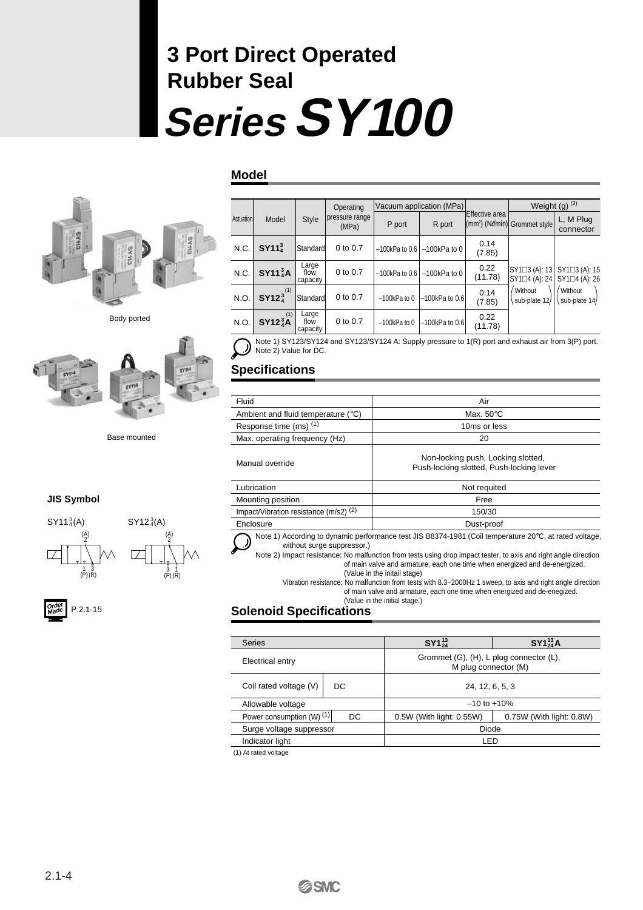# 3 Port Direct Operated Rubber Seal

# *Series SY100*

Body ported

Base mounted

**JIS Symbol**

SY11$^{3}_{4}$(A) SY12$^{3}_{4}$(A)

Order Made P.2.1-15

## Model

| Actuation | Model | Style | Operating pressure range (MPa) | Vacuum application (MPa) | | Effective area (mm²) (Nℓ/min) | Weight (g) (2) | |
|---|---|---|---|---|---|---|---|---|
| | | | | P port | R port | | Grommet style | L, M Plug connector |
| N.C. | **SY11$^{3}_{4}$** | Standard | 0 to 0.7 | –100kPa to 0.6 | –100kPa to 0 | 0.14 (7.85) | SY1□3 (A): 13 SY1□4 (A): 24 (Without sub-plate 12) | SY1□3 (A): 15 SY1□4 (A): 26 (Without sub-plate 14) |
| N.C. | **SY11$^{3}_{4}$A** | Large flow capacity | 0 to 0.7 | –100kPa to 0.6 | –100kPa to 0 | 0.22 (11.78) | | |
| N.O. | **SY12$^{3}_{4}$** (1) | Standard | 0 to 0.7 | –100kPa to 0 | –100kPa to 0.6 | 0.14 (7.85) | | |
| N.O. | **SY12$^{3}_{4}$A** (1) | Large flow capacity | 0 to 0.7 | –100kPa to 0 | –100kPa to 0.6 | 0.22 (11.78) | | |

Note 1) SY123/SY124 and SY123/SY124 A: Supply pressure to 1(R) port and exhaust air from 3(P) port.
Note 2) Value for DC.

## Specifications

| | |
|---|---|
| Fluid | Air |
| Ambient and fluid temperature (°C) | Max. 50°C |
| Response time (ms) (1) | 10ms or less |
| Max. operating frequency (Hz) | 20 |
| Manual override | Non-locking push, Locking slotted, Push-locking slotted, Push-locking lever |
| Lubrication | Not requited |
| Mounting position | Free |
| Impact/Vibration resistance (m/s2) (2) | 150/30 |
| Enclosure | Dust-proof |

Note 1) According to dynamic performance test JIS B8374-1981 (Coil temperature 20°C, at rated voltage, without surge suppressor.)

Note 2) Impact resistance: No malfunction from tests using drop impact tester, to axis and right angle direction of main valve and armature, each one time when energized and de-energized. (Value in the initail stage)

Vibration resistance: No malfunction from tests with 8.3~2000Hz 1 sweep, to axis and right angle direction of main valve and armature, each one time when energized and de-enegized. (Value in the initial stage.)

## Solenoid Specifications

| Series | | SY1$^{13}_{24}$ | SY1$^{13}_{24}$A |
|---|---|---|---|
| Electrical entry | | Grommet (G), (H), L plug connector (L), M plug connector (M) | |
| Coil rated voltage (V) | DC | 24, 12, 6, 5, 3 | |
| Allowable voltage | | –10 to +10% | |
| Power consumption (W) (1) | DC | 0.5W (With light: 0.55W) | 0.75W (With light: 0.8W) |
| Surge voltage suppressor | | Diode | |
| Indicator light | | LED | |

(1) At rated voltage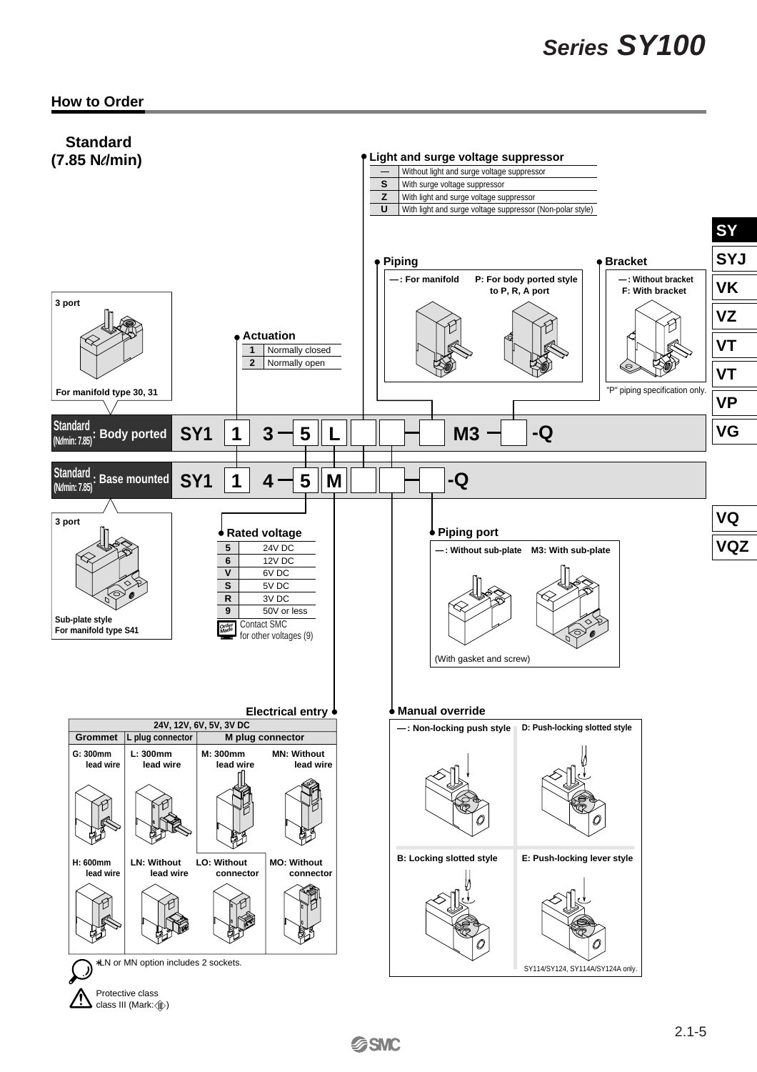# Series SY100

## How to Order

### Standard (7.85 Nℓ/min)

**Standard (Nℓ/min: 7.85): Body ported**

SY1 [1] 3 — [5] [L] [ ] [ ] — [ ] M3 — [ ] -Q

**Standard (Nℓ/min: 7.85): Base mounted**

SY1 [1] 4 — [5] [M] [ ] [ ] — [ ] -Q

**3 port** (Body ported)
For manifold type 30, 31

**3 port** (Base mounted)
Sub-plate style
For manifold type S41

**Actuation**

| | |
|---|---|
| 1 | Normally closed |
| 2 | Normally open |

**Rated voltage**

| | |
|---|---|
| 5 | 24V DC |
| 6 | 12V DC |
| V | 6V DC |
| S | 5V DC |
| R | 3V DC |
| 9 | 50V or less |

Contact SMC for other voltages (9)

**Light and surge voltage suppressor**

| | |
|---|---|
| — | Without light and surge voltage suppressor |
| S | With surge voltage suppressor |
| Z | With light and surge voltage suppressor |
| U | With light and surge voltage suppressor (Non-polar style) |

**Piping**

- —: For manifold
- P: For body ported style to P, R, A port

**Bracket**

- —: Without bracket
- F: With bracket

"P" piping specification only.

**Piping port**

- —: Without sub-plate
- M3: With sub-plate

(With gasket and screw)

**Electrical entry**

24V, 12V, 6V, 5V, 3V DC

| Grommet | L plug connector | M plug connector | |
|---|---|---|---|
| G: 300mm lead wire | L: 300mm lead wire | M: 300mm lead wire | MN: Without lead wire |
| H: 600mm lead wire | LN: Without lead wire | LO: Without connector | MO: Without connector |

∗LN or MN option includes 2 sockets.

Protective class class III (Mark: )

**Manual override**

- —: Non-locking push style
- D: Push-locking slotted style
- B: Locking slotted style
- E: Push-locking lever style

SY114/SY124, SY114A/SY124A only.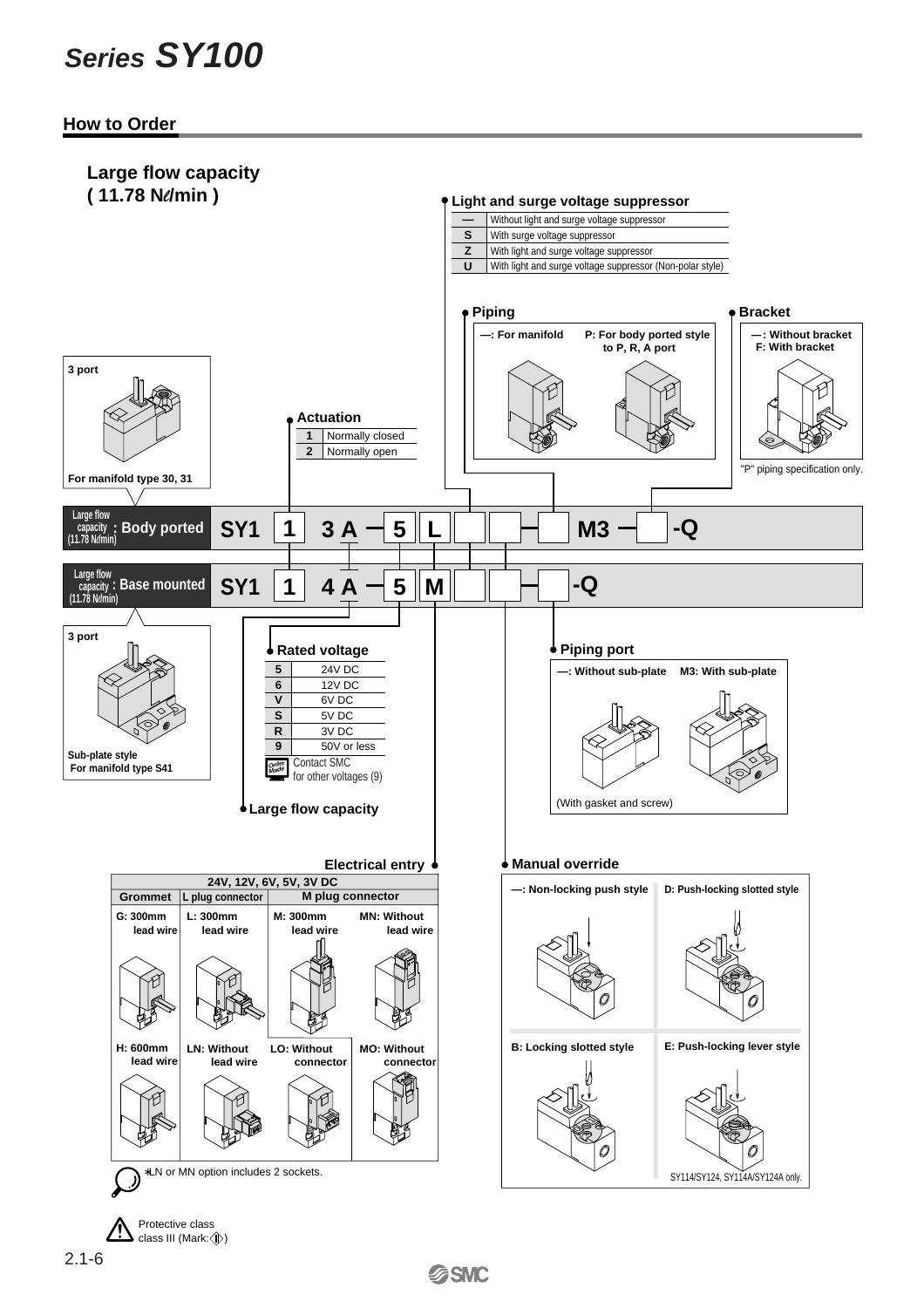# Series SY100

## How to Order

### Large flow capacity ( 11.78 Nℓ/min )

**Large flow capacity (11.78 Nℓ/min) : Body ported**

SY1 [1] 3 A – [5] [L] [ ] [ ] – [ ] M3 – [ ] -Q

**Large flow capacity (11.78 Nℓ/min) : Base mounted**

SY1 [1] 4 A – [5] [M] [ ] [ ] – [ ] -Q

3 port
For manifold type 30, 31

3 port
Sub-plate style
For manifold type S41

**Large flow capacity**

**Actuation**

| | |
|---|---|
| 1 | Normally closed |
| 2 | Normally open |

**Rated voltage**

| | |
|---|---|
| 5 | 24V DC |
| 6 | 12V DC |
| V | 6V DC |
| S | 5V DC |
| R | 3V DC |
| 9 | 50V or less |

Order Made: Contact SMC for other voltages (9)

**Electrical entry**

| 24V, 12V, 6V, 5V, 3V DC | | | |
|---|---|---|---|
| Grommet | L plug connector | M plug connector | |
| G: 300mm lead wire | L: 300mm lead wire | M: 300mm lead wire | MN: Without lead wire |
| H: 600mm lead wire | LN: Without lead wire | LO: Without connector | MO: Without connector |

∗LN or MN option includes 2 sockets.

**Light and surge voltage suppressor**

| | |
|---|---|
| — | Without light and surge voltage suppressor |
| S | With surge voltage suppressor |
| Z | With light and surge voltage suppressor |
| U | With light and surge voltage suppressor (Non-polar style) |

**Manual override**

—: Non-locking push style
D: Push-locking slotted style
B: Locking slotted style
E: Push-locking lever style

SY114/SY124, SY114A/SY124A only.

**Piping**

—: For manifold
P: For body ported style to P, R, A port

**Bracket**

—: Without bracket
F: With bracket

"P" piping specification only.

**Piping port**

—: Without sub-plate
M3: With sub-plate

(With gasket and screw)

Protective class
class III (Mark: ⟨III⟩)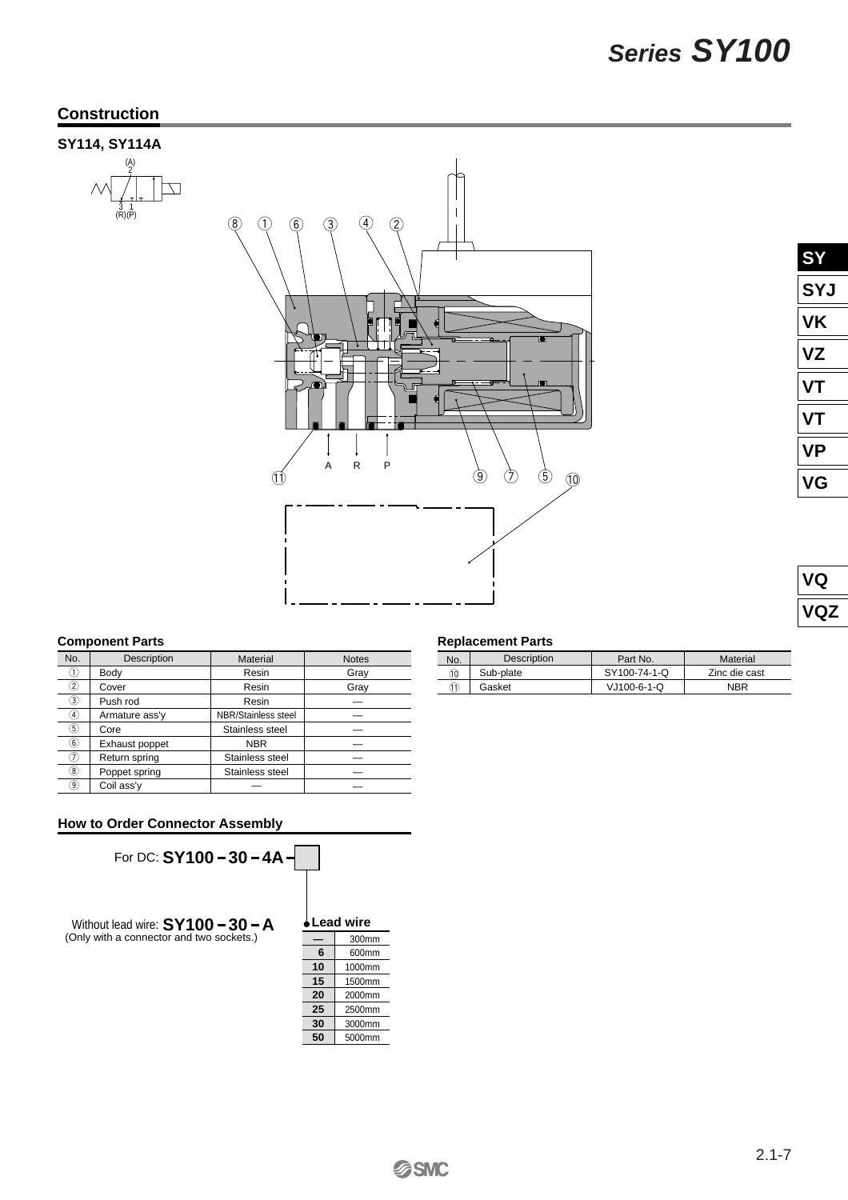## Construction

### SY114, SY114A

### Component Parts

| No. | Description | Material | Notes |
|---|---|---|---|
| ① | Body | Resin | Gray |
| ② | Cover | Resin | Gray |
| ③ | Push rod | Resin | — |
| ④ | Armature ass'y | NBR/Stainless steel | — |
| ⑤ | Core | Stainless steel | — |
| ⑥ | Exhaust poppet | NBR | — |
| ⑦ | Return spring | Stainless steel | — |
| ⑧ | Poppet spring | Stainless steel | — |
| ⑨ | Coil ass'y | — | — |

### Replacement Parts

| No. | Description | Part No. | Material |
|---|---|---|---|
| ⑩ | Sub-plate | SY100-74-1-Q | Zinc die cast |
| ⑪ | Gasket | VJ100-6-1-Q | NBR |

### How to Order Connector Assembly

For DC: **SY100 – 30 – 4A –** ☐

Without lead wire: **SY100 – 30 – A**
(Only with a connector and two sockets.)

**Lead wire**

| | |
|---|---|
| — | 300mm |
| 6 | 600mm |
| 10 | 1000mm |
| 15 | 1500mm |
| 20 | 2000mm |
| 25 | 2500mm |
| 30 | 3000mm |
| 50 | 5000mm |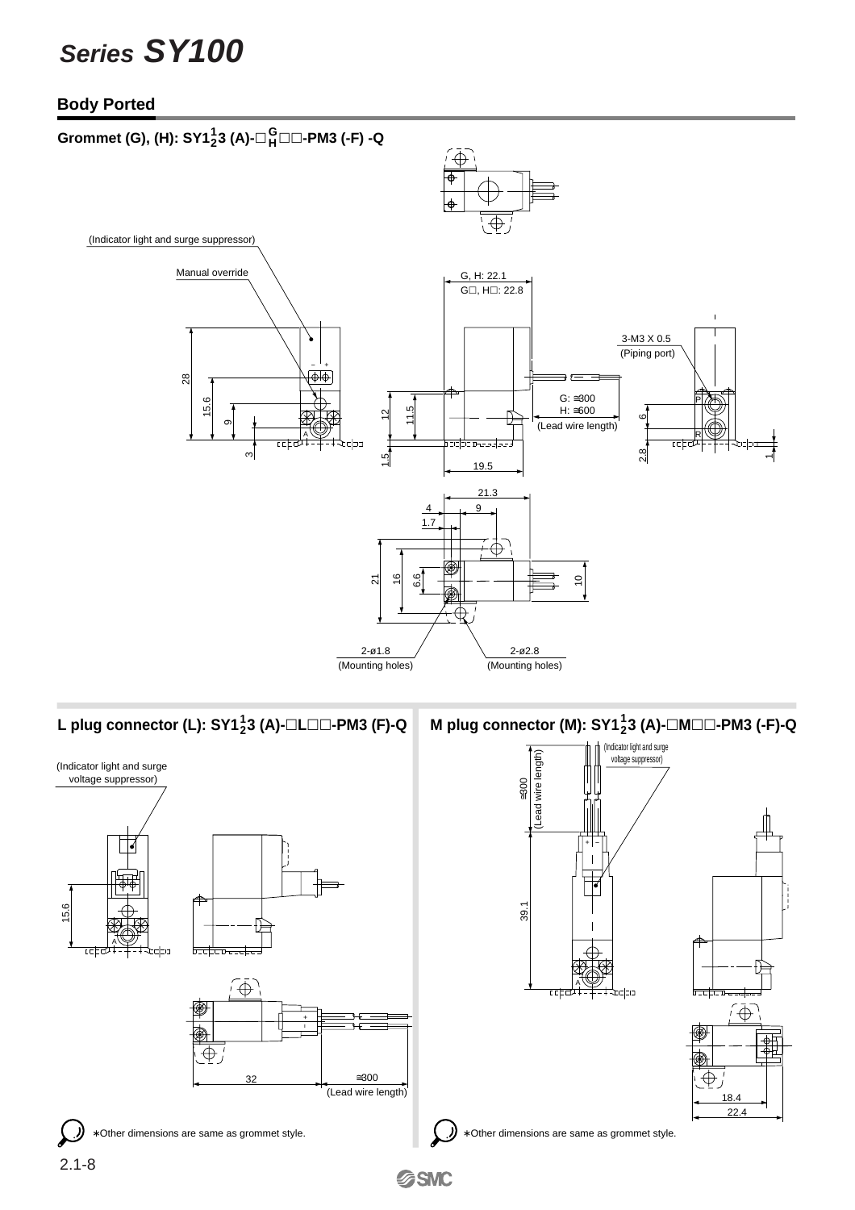# Series SY100

## Body Ported

### Grommet (G), (H): SY1$\frac{1}{2}$3 (A)-□$^{G}_{H}$□□-PM3 (-F) -Q

(Indicator light and surge suppressor)

Manual override

G, H: 22.1

G□, H□: 22.8

3-M3 X 0.5

(Piping port)

G: ≅300

H: ≅600

(Lead wire length)

28

15.6

9

3

12

11.5

1.5

19.5

6

2.8

1

21.3

4

9

1.7

21

16

6.6

10

2-ø1.8

(Mounting holes)

2-ø2.8

(Mounting holes)

### L plug connector (L): SY1$\frac{1}{2}$3 (A)-□L□□-PM3 (F)-Q

(Indicator light and surge voltage suppressor)

15.6

32

≅300

(Lead wire length)

∗Other dimensions are same as grommet style.

### M plug connector (M): SY1$\frac{1}{2}$3 (A)-□M□□-PM3 (-F)-Q

(Indicator light and surge voltage suppressor)

≅300

(Lead wire length)

39.1

18.4

22.4

∗Other dimensions are same as grommet style.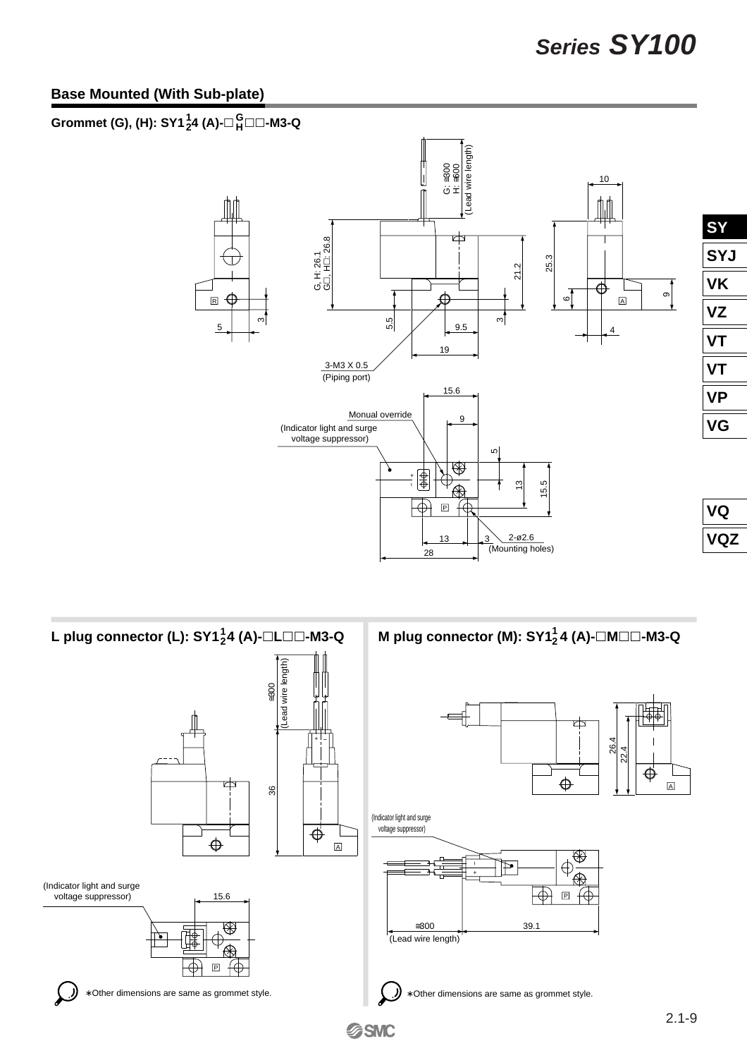## Base Mounted (With Sub-plate)

**Grommet (G), (H): SY1$\frac{1}{2}$4 (A)-□$\frac{G}{H}$□□-M3-Q**

G: ≅300
H: ≅600
(Lead wire length)

G, H: 26.1
G□, H□: 26.8

21.2

25.3

10

5.5 | 9.5 | 3 | 19 | 5 | 3 | 6 | 9 | 4

3-M3 X 0.5
(Piping port)

Monual override
(Indicator light and surge voltage suppressor)

15.6 | 9 | 5 | 13 | 15.5

2-ø2.6
(Mounting holes)

13 | 3 | 28

**L plug connector (L): SY1$\frac{1}{2}$4 (A)-□L□□-M3-Q**

≅300
(Lead wire length)

36

(Indicator light and surge voltage suppressor)

15.6

∗Other dimensions are same as grommet style.

**M plug connector (M): SY1$\frac{1}{2}$ 4 (A)-□M□□-M3-Q**

26.4
22.4

(Indicator light and surge voltage suppressor)

≅300
(Lead wire length)

39.1

∗Other dimensions are same as grommet style.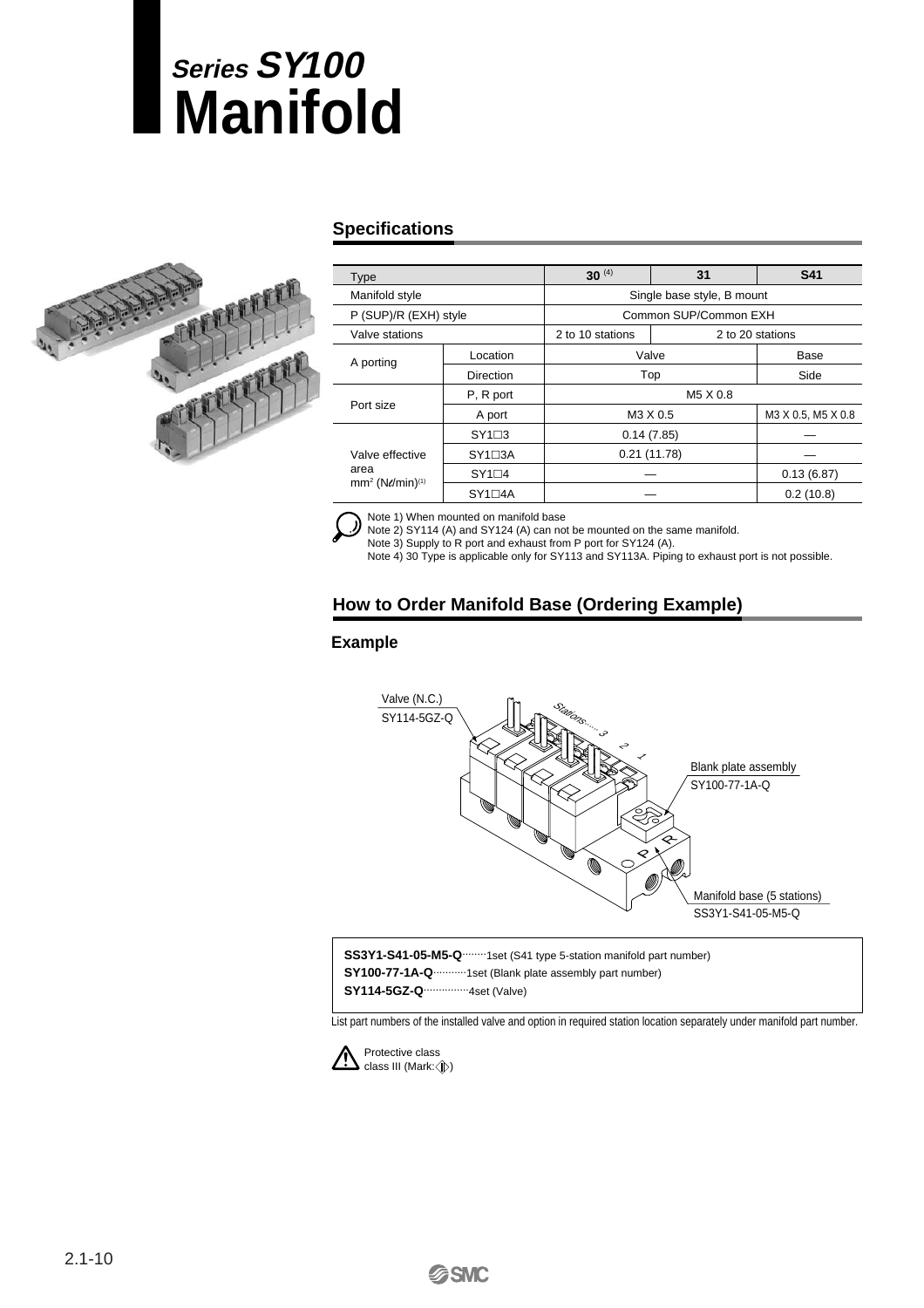# Series SY100 Manifold

## Specifications

| Type | | 30 (4) | 31 | S41 |
|---|---|---|---|---|
| Manifold style | | Single base style, B mount | | |
| P (SUP)/R (EXH) style | | Common SUP/Common EXH | | |
| Valve stations | | 2 to 10 stations | 2 to 20 stations | |
| A porting | Location | Valve | | Base |
| | Direction | Top | | Side |
| Port size | P, R port | M5 X 0.8 | | |
| | A port | M3 X 0.5 | | M3 X 0.5, M5 X 0.8 |
| Valve effective area mm² (Nℓ/min)(1) | SY1□3 | 0.14 (7.85) | | — |
| | SY1□3A | 0.21 (11.78) | | — |
| | SY1□4 | — | | 0.13 (6.87) |
| | SY1□4A | — | | 0.2 (10.8) |

Note 1) When mounted on manifold base
Note 2) SY114 (A) and SY124 (A) can not be mounted on the same manifold.
Note 3) Supply to R port and exhaust from P port for SY124 (A).
Note 4) 30 Type is applicable only for SY113 and SY113A. Piping to exhaust port is not possible.

## How to Order Manifold Base (Ordering Example)

### Example

Valve (N.C.)
SY114-5GZ-Q

Stations······ 3 2 1

Blank plate assembly
SY100-77-1A-Q

Manifold base (5 stations)
SS3Y1-S41-05-M5-Q

**SS3Y1-S41-05-M5-Q**········1set (S41 type 5-station manifold part number)
**SY100-77-1A-Q**···········1set (Blank plate assembly part number)
**SY114-5GZ-Q**················4set (Valve)

List part numbers of the installed valve and option in required station location separately under manifold part number.

Protective class
class III (Mark: ⟨III⟩)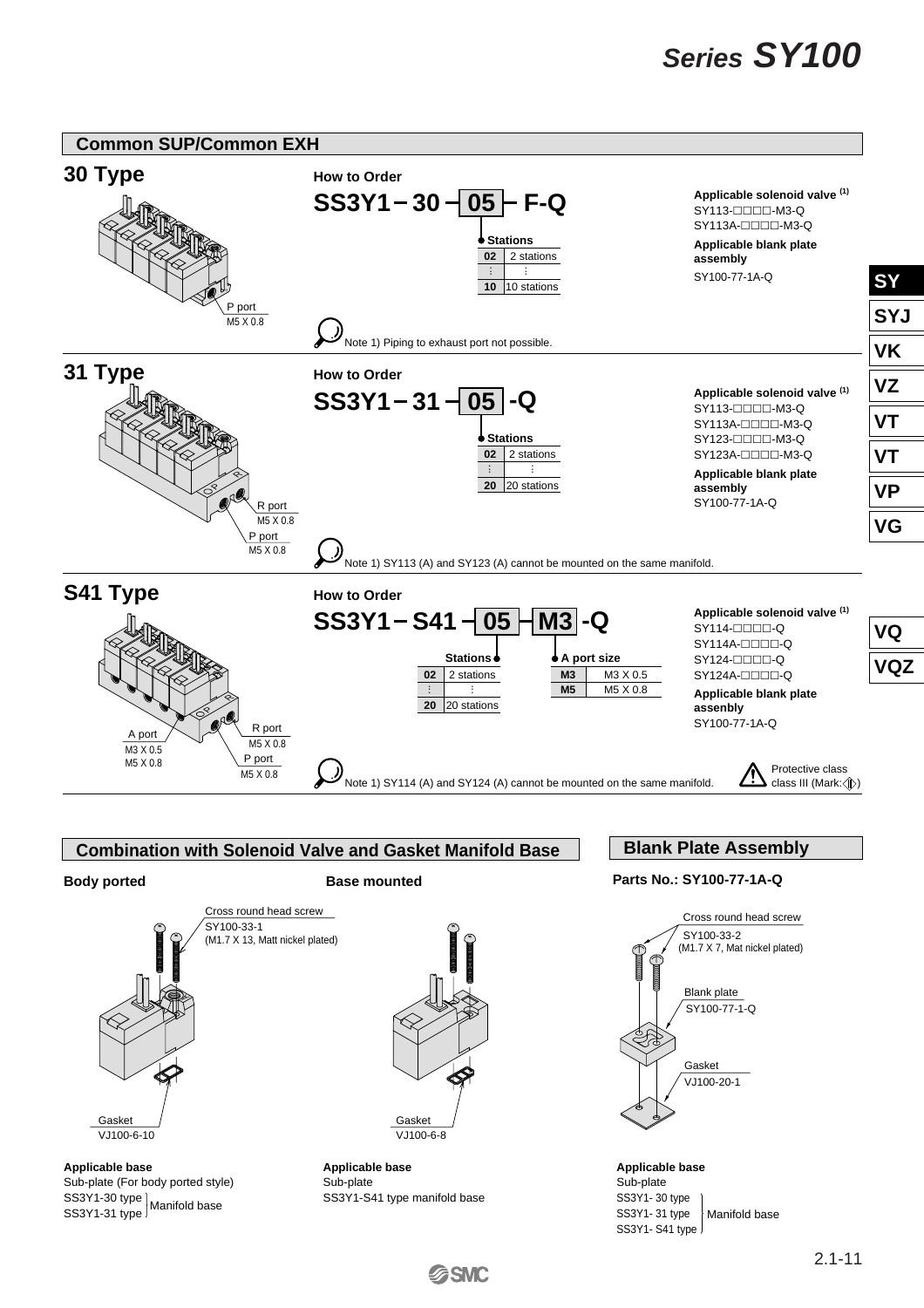# Series SY100

## Common SUP/Common EXH

### 30 Type

P port
M5 X 0.8

**How to Order**

**SS3Y1 – 30 – 05 – F-Q**

| Stations | |
|---|---|
| 02 | 2 stations |
| ⋮ | ⋮ |
| 10 | 10 stations |

**Applicable solenoid valve** [(1)]
SY113-□□□□-M3-Q
SY113A-□□□□-M3-Q

**Applicable blank plate assembly**
SY100-77-1A-Q

Note 1) Piping to exhaust port not possible.

### 31 Type

R port
M5 X 0.8
P port
M5 X 0.8

**How to Order**

**SS3Y1 – 31 – 05 -Q**

| Stations | |
|---|---|
| 02 | 2 stations |
| ⋮ | ⋮ |
| 20 | 20 stations |

**Applicable solenoid valve** [(1)]
SY113-□□□□-M3-Q
SY113A-□□□□-M3-Q
SY123-□□□□-M3-Q
SY123A-□□□□-M3-Q

**Applicable blank plate assembly**
SY100-77-1A-Q

Note 1) SY113 (A) and SY123 (A) cannot be mounted on the same manifold.

### S41 Type

A port
M3 X 0.5
M5 X 0.8
R port
M5 X 0.8
P port
M5 X 0.8

**How to Order**

**SS3Y1 – S41 – 05 – M3 -Q**

| Stations | |
|---|---|
| 02 | 2 stations |
| ⋮ | ⋮ |
| 20 | 20 stations |

| A port size | |
|---|---|
| M3 | M3 X 0.5 |
| M5 | M5 X 0.8 |

**Applicable solenoid valve** [(1)]
SY114-□□□□-Q
SY114A-□□□□-Q
SY124-□□□□-Q
SY124A-□□□□-Q

**Applicable blank plate assenbly**
SY100-77-1A-Q

Note 1) SY114 (A) and SY124 (A) cannot be mounted on the same manifold.

Protective class class III (Mark: ◇)

## Combination with Solenoid Valve and Gasket Manifold Base

**Body ported**

Cross round head screw
SY100-33-1
(M1.7 X 13, Matt nickel plated)

Gasket
VJ100-6-10

**Applicable base**
Sub-plate (For body ported style)
SS3Y1-30 type } Manifold base
SS3Y1-31 type }

**Base mounted**

Gasket
VJ100-6-8

**Applicable base**
Sub-plate
SS3Y1-S41 type manifold base

## Blank Plate Assembly

**Parts No.: SY100-77-1A-Q**

Cross round head screw
SY100-33-2
(M1.7 X 7, Mat nickel plated)

Blank plate
SY100-77-1-Q

Gasket
VJ100-20-1

**Applicable base**
Sub-plate
SS3Y1- 30 type }
SS3Y1- 31 type } Manifold base
SS3Y1- S41 type }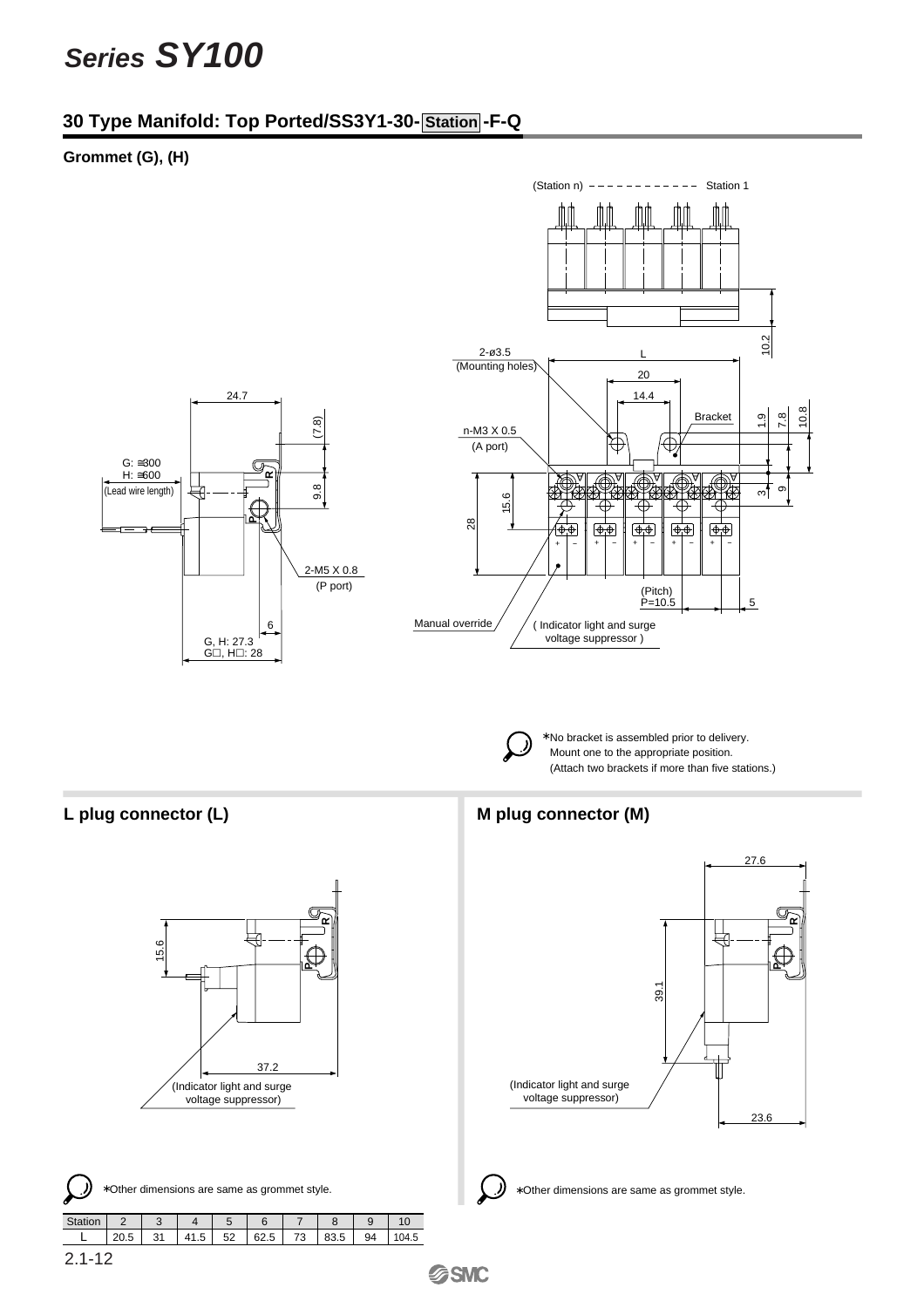# Series SY100

## 30 Type Manifold: Top Ported/SS3Y1-30-Station-F-Q

### Grommet (G), (H)

(Station n) Station 1

10.2

2-ø3.5 (Mounting holes)

L

20

14.4

Bracket

1.9 7.8 10.8

n-M3 X 0.5 (A port)

28 15.6

3 9

24.7

(7.8)

G: ≅300
H: ≅600
(Lead wire length)

9.8

2-M5 X 0.8 (P port)

(Pitch) P=10.5 5

Manual override

( Indicator light and surge voltage suppressor )

6

G, H: 27.3
G□, H□: 28

∗No bracket is assembled prior to delivery. Mount one to the appropriate position. (Attach two brackets if more than five stations.)

### L plug connector (L)

15.6

37.2

(Indicator light and surge voltage suppressor)

∗Other dimensions are same as grommet style.

| Station | 2 | 3 | 4 | 5 | 6 | 7 | 8 | 9 | 10 |
|---|---|---|---|---|---|---|---|---|---|
| L | 20.5 | 31 | 41.5 | 52 | 62.5 | 73 | 83.5 | 94 | 104.5 |

### M plug connector (M)

27.6

39.1

(Indicator light and surge voltage suppressor)

23.6

∗Other dimensions are same as grommet style.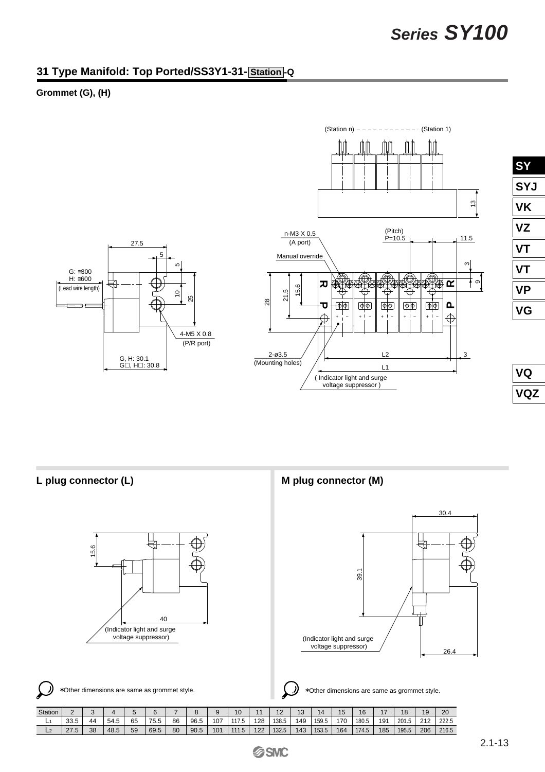## 31 Type Manifold: Top Ported/SS3Y1-31- Station -Q

### Grommet (G), (H)

G: ≅300
H: ≅600
(Lead wire length)

27.5
5
5
10
25
4-M5 X 0.8
(P/R port)
G, H: 30.1
G□, H□: 30.8

(Station n) (Station 1)
13
n-M3 X 0.5
(A port)
(Pitch)
P=10.5
11.5
Manual override
3
9
28
21.5
15.6
2-ø3.5
(Mounting holes)
L2
3
L1
( Indicator light and surge voltage suppressor )

### L plug connector (L)

15.6
40
(Indicator light and surge voltage suppressor)

∗Other dimensions are same as grommet style.

### M plug connector (M)

30.4
39.1
(Indicator light and surge voltage suppressor)
26.4

∗Other dimensions are same as grommet style.

| Station | 2 | 3 | 4 | 5 | 6 | 7 | 8 | 9 | 10 | 11 | 12 | 13 | 14 | 15 | 16 | 17 | 18 | 19 | 20 |
|---|---|---|---|---|---|---|---|---|---|---|---|---|---|---|---|---|---|---|---|
| $L_1$ | 33.5 | 44 | 54.5 | 65 | 75.5 | 86 | 96.5 | 107 | 117.5 | 128 | 138.5 | 149 | 159.5 | 170 | 180.5 | 191 | 201.5 | 212 | 222.5 |
| $L_2$ | 27.5 | 38 | 48.5 | 59 | 69.5 | 80 | 90.5 | 101 | 111.5 | 122 | 132.5 | 143 | 153.5 | 164 | 174.5 | 185 | 195.5 | 206 | 216.5 |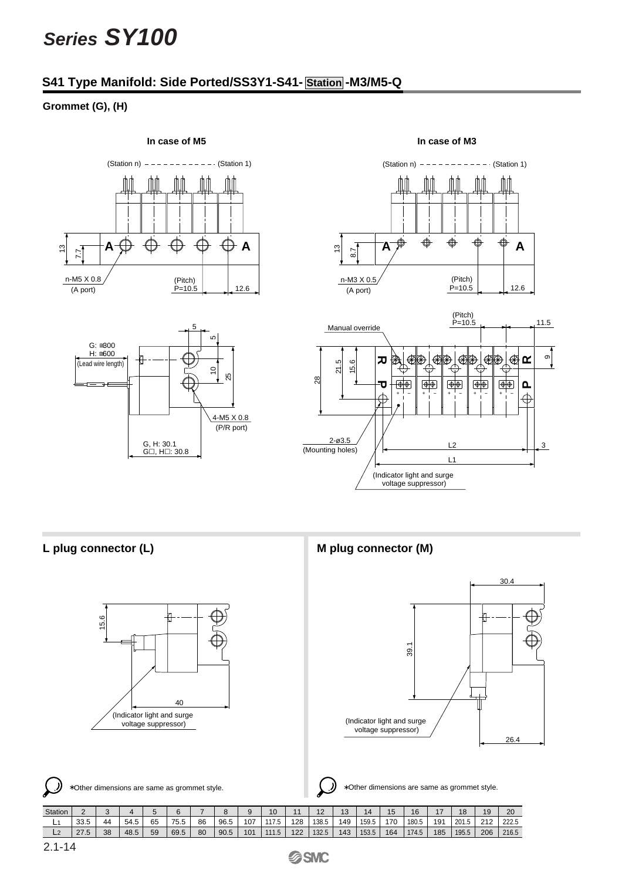## S41 Type Manifold: Side Ported/SS3Y1-S41- Station -M3/M5-Q

### Grommet (G), (H)

In case of M5

(Station n) (Station 1)

13, 7.7, A, A

n-M5 X 0.8 (A port)

(Pitch) P=10.5, 12.6

In case of M3

(Station n) (Station 1)

13, 8.7, A, A

n-M3 X 0.5 (A port)

(Pitch) P=10.5, 12.6

G: ≅300
H: ≅600
(Lead wire length)

5, 5, 10, 25

4-M5 X 0.8 (P/R port)

G, H: 30.1
G□, H□: 30.8

(Pitch) P=10.5, 11.5

Manual override

28, 21.5, 15.6, 9

R, P, R, P

2-ø3.5 (Mounting holes)

L2, 3, L1

(Indicator light and surge voltage suppressor)

### L plug connector (L)

15.6

40

(Indicator light and surge voltage suppressor)

∗Other dimensions are same as grommet style.

### M plug connector (M)

30.4

39.1

(Indicator light and surge voltage suppressor)

26.4

∗Other dimensions are same as grommet style.

| Station | 2 | 3 | 4 | 5 | 6 | 7 | 8 | 9 | 10 | 11 | 12 | 13 | 14 | 15 | 16 | 17 | 18 | 19 | 20 |
|---|---|---|---|---|---|---|---|---|---|---|---|---|---|---|---|---|---|---|---|
| $L_1$ | 33.5 | 44 | 54.5 | 65 | 75.5 | 86 | 96.5 | 107 | 117.5 | 128 | 138.5 | 149 | 159.5 | 170 | 180.5 | 191 | 201.5 | 212 | 222.5 |
| $L_2$ | 27.5 | 38 | 48.5 | 59 | 69.5 | 80 | 90.5 | 101 | 111.5 | 122 | 132.5 | 143 | 153.5 | 164 | 174.5 | 185 | 195.5 | 206 | 216.5 |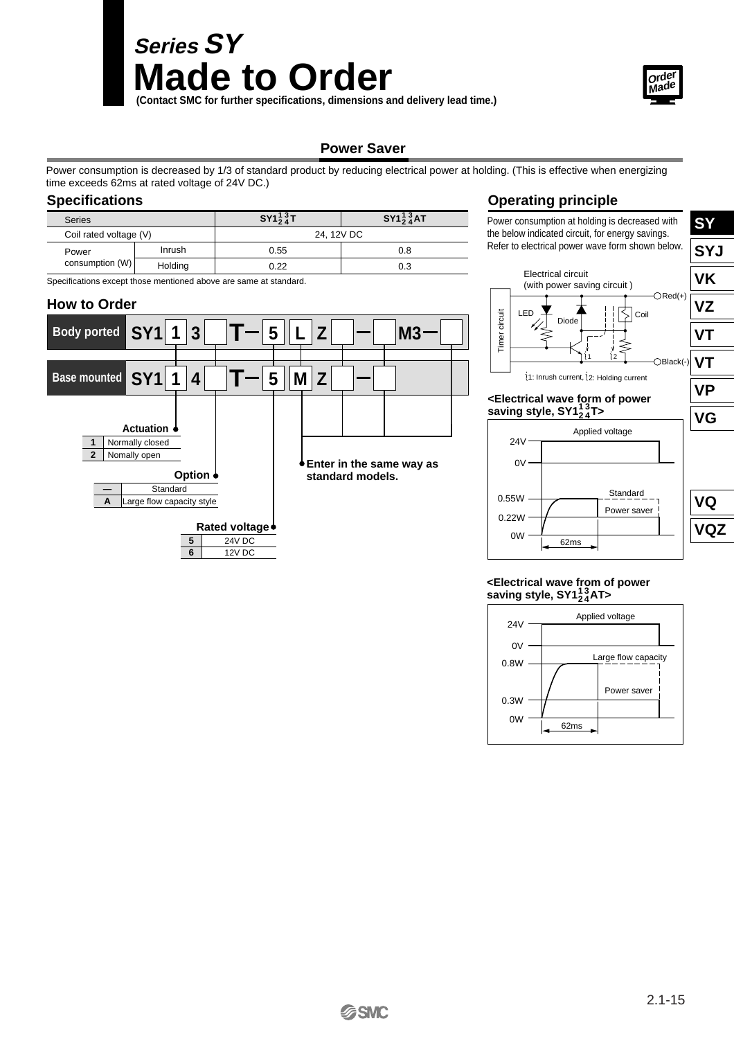# Series SY
# Made to Order

**(Contact SMC for further specifications, dimensions and delivery lead time.)**

Order Made

## Power Saver

Power consumption is decreased by 1/3 of standard product by reducing electrical power at holding. (This is effective when energizing time exceeds 62ms at rated voltage of 24V DC.)

### Specifications

| Series | | SY1$^{1\,3}_{2\,4}$T | SY1$^{1\,3}_{2\,4}$AT |
|---|---|---|---|
| Coil rated voltage (V) | | 24, 12V DC | |
| Power consumption (W) | Inrush | 0.55 | 0.8 |
| | Holding | 0.22 | 0.3 |

Specifications except those mentioned above are same at standard.

### How to Order

**Body ported** SY1 1 3 ☐ T – 5 L Z ☐ – ☐ M3 – ☐

**Base mounted** SY1 1 4 ☐ T – 5 M Z ☐ – ☐

**Actuation**

| | |
|---|---|
| 1 | Normally closed |
| 2 | Nomally open |

**Option**

| | |
|---|---|
| — | Standard |
| A | Large flow capacity style |

**Rated voltage**

| | |
|---|---|
| 5 | 24V DC |
| 6 | 12V DC |

**Enter in the same way as standard models.**

### Operating principle

Power consumption at holding is decreased with the below indicated circuit, for energy savings. Refer to electrical power wave form shown below.

Electrical circuit
(with power saving circuit )

Timer circuit
LED
Diode
Coil
Red(+)
Black(-)
1
2

1: Inrush current, 2: Holding current

**<Electrical wave form of power saving style, SY1$^{1\,3}_{2\,4}$T>**

Applied voltage
24V
0V
Standard
0.55W
Power saver
0.22W
0W
62ms

**<Electrical wave from of power saving style, SY1$^{1\,3}_{2\,4}$AT>**

Applied voltage
24V
0V
Large flow capacity
0.8W
Power saver
0.3W
0W
62ms